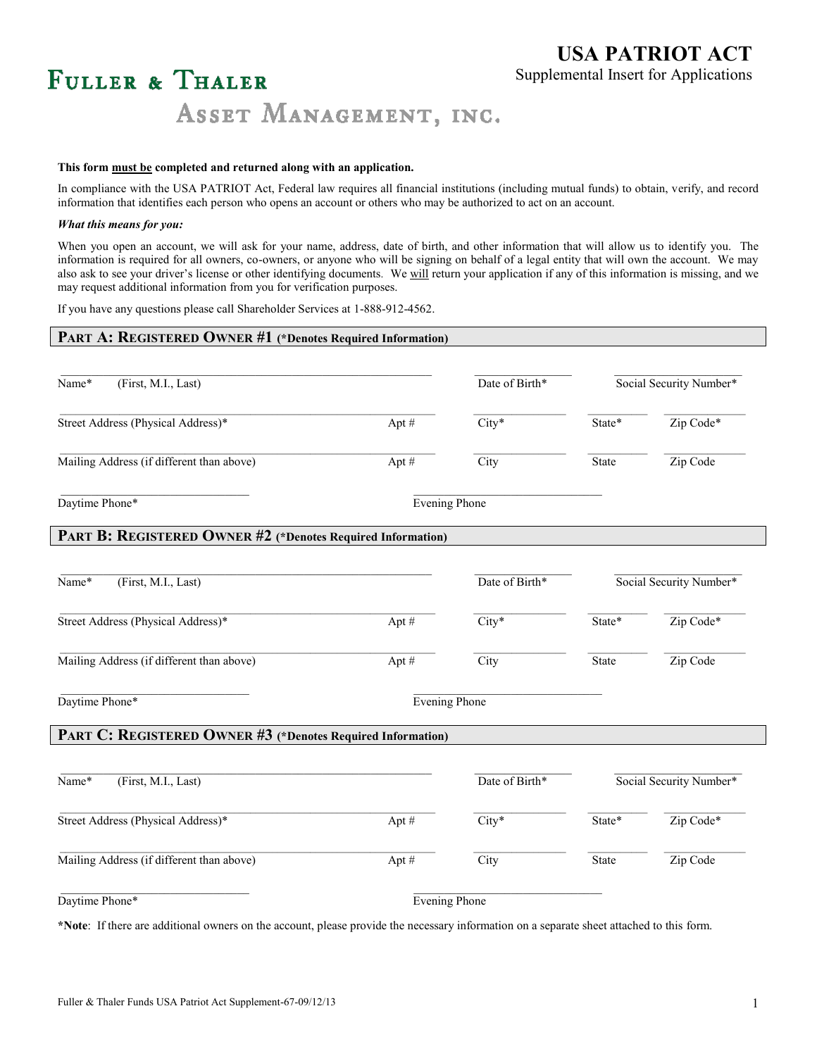# USA PATRIOT ACT

Supplemental Insert for Applications

**Fuller & Thaler**

**Asset Management, Inc.**

**This form must be completed and returned along with an application.**

In compliance with the USA PATRIOT Act, Federal law requires all financial institutions (including mutual funds) to obtain, verify, and record information that identifies each person who opens an account or others who may be authorized to act on an account.

***What this means for you:***

When you open an account, we will ask for your name, address, date of birth, and other information that will allow us to identify you. The information is required for all owners, co-owners, or anyone who will be signing on behalf of a legal entity that will own the account. We may also ask to see your driver's license or other identifying documents. We will return your application if any of this information is missing, and we may request additional information from you for verification purposes.

If you have any questions please call Shareholder Services at 1-888-912-4562.

## Part A: Registered Owner #1 (*Denotes Required Information)

Name* (First, M.I., Last) ______________________ Date of Birth* ____________ Social Security Number* ____________

Street Address (Physical Address)* ______________ Apt # ______ City* ______ State* ______ Zip Code* ______

Mailing Address (if different than above) ______________ Apt # ______ City ______ State ______ Zip Code ______

Daytime Phone* ______________ Evening Phone ______________

## Part B: Registered Owner #2 (*Denotes Required Information)

Name* (First, M.I., Last) ______________________ Date of Birth* ____________ Social Security Number* ____________

Street Address (Physical Address)* ______________ Apt # ______ City* ______ State* ______ Zip Code* ______

Mailing Address (if different than above) ______________ Apt # ______ City ______ State ______ Zip Code ______

Daytime Phone* ______________ Evening Phone ______________

## Part C: Registered Owner #3 (*Denotes Required Information)

Name* (First, M.I., Last) ______________________ Date of Birth* ____________ Social Security Number* ____________

Street Address (Physical Address)* ______________ Apt # ______ City* ______ State* ______ Zip Code* ______

Mailing Address (if different than above) ______________ Apt # ______ City ______ State ______ Zip Code ______

Daytime Phone* ______________ Evening Phone ______________

***Note**: If there are additional owners on the account, please provide the necessary information on a separate sheet attached to this form.

Fuller & Thaler Funds USA Patriot Act Supplement-67-09/12/13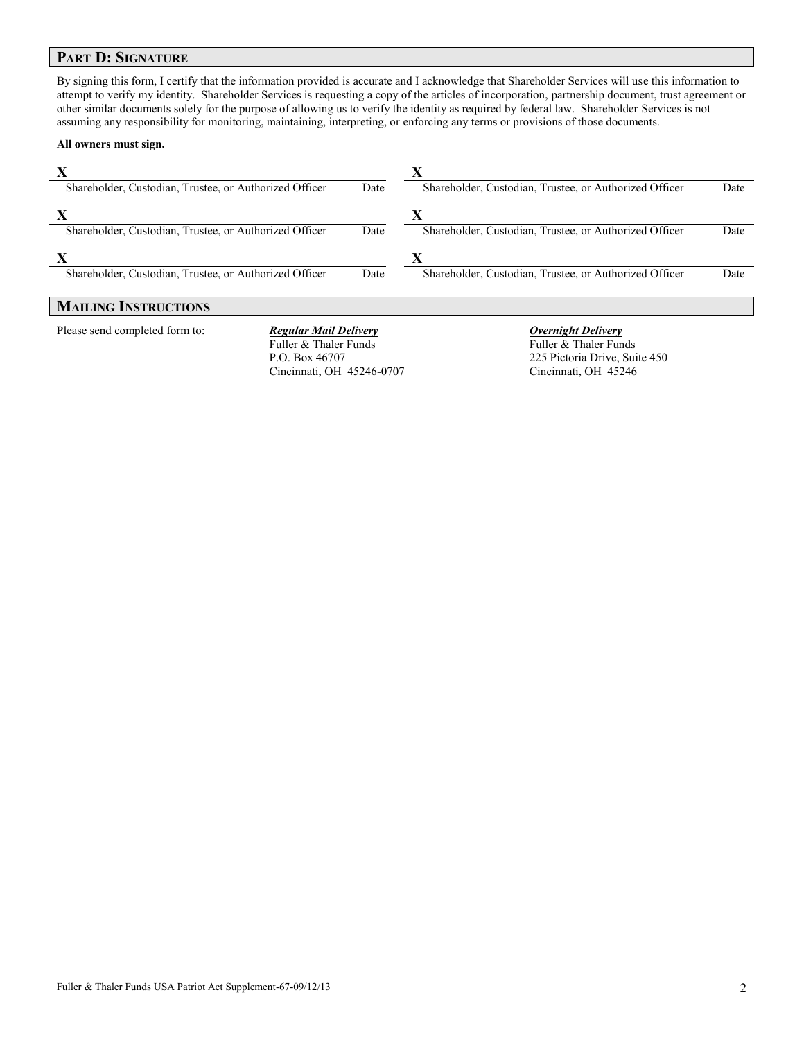## PART D: SIGNATURE

By signing this form, I certify that the information provided is accurate and I acknowledge that Shareholder Services will use this information to attempt to verify my identity. Shareholder Services is requesting a copy of the articles of incorporation, partnership document, trust agreement or other similar documents solely for the purpose of allowing us to verify the identity as required by federal law. Shareholder Services is not assuming any responsibility for monitoring, maintaining, interpreting, or enforcing any terms or provisions of those documents.

**All owners must sign.**

| | | | |
|---|---|---|---|
| **X** | | **X** | |
| Shareholder, Custodian, Trustee, or Authorized Officer | Date | Shareholder, Custodian, Trustee, or Authorized Officer | Date |
| **X** | | **X** | |
| Shareholder, Custodian, Trustee, or Authorized Officer | Date | Shareholder, Custodian, Trustee, or Authorized Officer | Date |
| **X** | | **X** | |
| Shareholder, Custodian, Trustee, or Authorized Officer | Date | Shareholder, Custodian, Trustee, or Authorized Officer | Date |

## MAILING INSTRUCTIONS

Please send completed form to:

***Regular Mail Delivery***
Fuller & Thaler Funds
P.O. Box 46707
Cincinnati, OH 45246-0707

***Overnight Delivery***
Fuller & Thaler Funds
225 Pictoria Drive, Suite 450
Cincinnati, OH 45246

Fuller & Thaler Funds USA Patriot Act Supplement-67-09/12/13